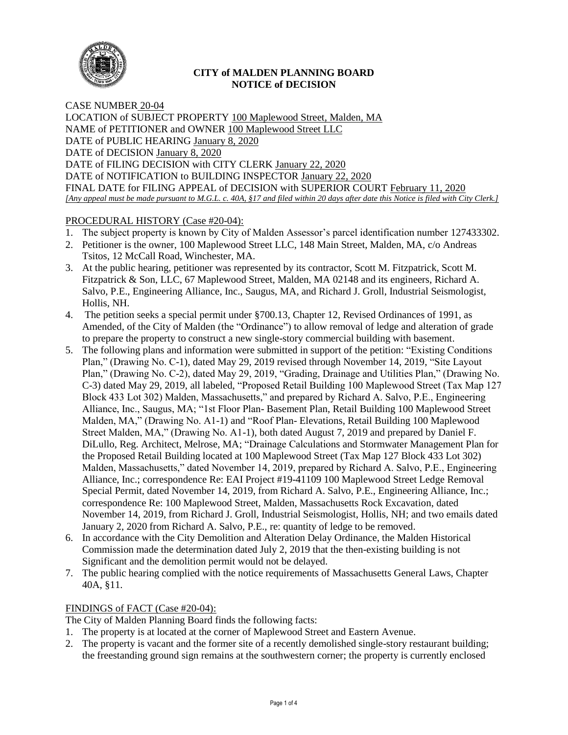## CITY of MALDEN PLANNING BOARD
## NOTICE of DECISION

CASE NUMBER 20-04
LOCATION of SUBJECT PROPERTY 100 Maplewood Street, Malden, MA
NAME of PETITIONER and OWNER 100 Maplewood Street LLC
DATE of PUBLIC HEARING January 8, 2020
DATE of DECISION January 8, 2020
DATE of FILING DECISION with CITY CLERK January 22, 2020
DATE of NOTIFICATION to BUILDING INSPECTOR January 22, 2020
FINAL DATE for FILING APPEAL of DECISION with SUPERIOR COURT February 11, 2020
*[Any appeal must be made pursuant to M.G.L. c. 40A, §17 and filed within 20 days after date this Notice is filed with City Clerk.]*

PROCEDURAL HISTORY (Case #20-04):

1. The subject property is known by City of Malden Assessor's parcel identification number 127433302.
2. Petitioner is the owner, 100 Maplewood Street LLC, 148 Main Street, Malden, MA, c/o Andreas Tsitos, 12 McCall Road, Winchester, MA.
3. At the public hearing, petitioner was represented by its contractor, Scott M. Fitzpatrick, Scott M. Fitzpatrick & Son, LLC, 67 Maplewood Street, Malden, MA 02148 and its engineers, Richard A. Salvo, P.E., Engineering Alliance, Inc., Saugus, MA, and Richard J. Groll, Industrial Seismologist, Hollis, NH.
4. The petition seeks a special permit under §700.13, Chapter 12, Revised Ordinances of 1991, as Amended, of the City of Malden (the "Ordinance") to allow removal of ledge and alteration of grade to prepare the property to construct a new single-story commercial building with basement.
5. The following plans and information were submitted in support of the petition: "Existing Conditions Plan," (Drawing No. C-1), dated May 29, 2019 revised through November 14, 2019, "Site Layout Plan," (Drawing No. C-2), dated May 29, 2019, "Grading, Drainage and Utilities Plan," (Drawing No. C-3) dated May 29, 2019, all labeled, "Proposed Retail Building 100 Maplewood Street (Tax Map 127 Block 433 Lot 302) Malden, Massachusetts," and prepared by Richard A. Salvo, P.E., Engineering Alliance, Inc., Saugus, MA; "1st Floor Plan- Basement Plan, Retail Building 100 Maplewood Street Malden, MA," (Drawing No. A1-1) and "Roof Plan- Elevations, Retail Building 100 Maplewood Street Malden, MA," (Drawing No. A1-1), both dated August 7, 2019 and prepared by Daniel F. DiLullo, Reg. Architect, Melrose, MA; "Drainage Calculations and Stormwater Management Plan for the Proposed Retail Building located at 100 Maplewood Street (Tax Map 127 Block 433 Lot 302) Malden, Massachusetts," dated November 14, 2019, prepared by Richard A. Salvo, P.E., Engineering Alliance, Inc.; correspondence Re: EAI Project #19-41109 100 Maplewood Street Ledge Removal Special Permit, dated November 14, 2019, from Richard A. Salvo, P.E., Engineering Alliance, Inc.; correspondence Re: 100 Maplewood Street, Malden, Massachusetts Rock Excavation, dated November 14, 2019, from Richard J. Groll, Industrial Seismologist, Hollis, NH; and two emails dated January 2, 2020 from Richard A. Salvo, P.E., re: quantity of ledge to be removed.
6. In accordance with the City Demolition and Alteration Delay Ordinance, the Malden Historical Commission made the determination dated July 2, 2019 that the then-existing building is not Significant and the demolition permit would not be delayed.
7. The public hearing complied with the notice requirements of Massachusetts General Laws, Chapter 40A, §11.

FINDINGS of FACT (Case #20-04):

The City of Malden Planning Board finds the following facts:

1. The property is at located at the corner of Maplewood Street and Eastern Avenue.
2. The property is vacant and the former site of a recently demolished single-story restaurant building; the freestanding ground sign remains at the southwestern corner; the property is currently enclosed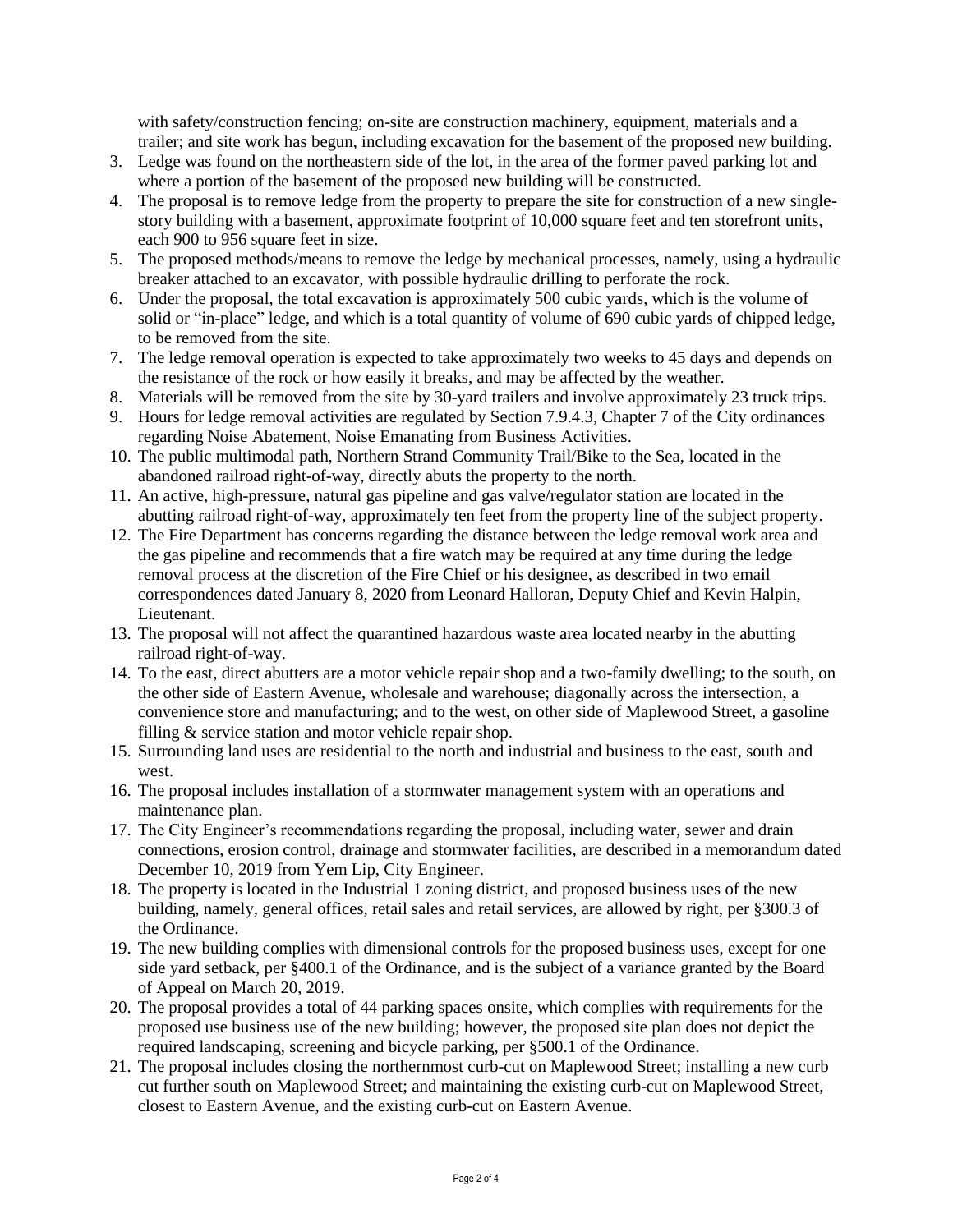with safety/construction fencing; on-site are construction machinery, equipment, materials and a trailer; and site work has begun, including excavation for the basement of the proposed new building.

3. Ledge was found on the northeastern side of the lot, in the area of the former paved parking lot and where a portion of the basement of the proposed new building will be constructed.
4. The proposal is to remove ledge from the property to prepare the site for construction of a new single-story building with a basement, approximate footprint of 10,000 square feet and ten storefront units, each 900 to 956 square feet in size.
5. The proposed methods/means to remove the ledge by mechanical processes, namely, using a hydraulic breaker attached to an excavator, with possible hydraulic drilling to perforate the rock.
6. Under the proposal, the total excavation is approximately 500 cubic yards, which is the volume of solid or "in-place" ledge, and which is a total quantity of volume of 690 cubic yards of chipped ledge, to be removed from the site.
7. The ledge removal operation is expected to take approximately two weeks to 45 days and depends on the resistance of the rock or how easily it breaks, and may be affected by the weather.
8. Materials will be removed from the site by 30-yard trailers and involve approximately 23 truck trips.
9. Hours for ledge removal activities are regulated by Section 7.9.4.3, Chapter 7 of the City ordinances regarding Noise Abatement, Noise Emanating from Business Activities.
10. The public multimodal path, Northern Strand Community Trail/Bike to the Sea, located in the abandoned railroad right-of-way, directly abuts the property to the north.
11. An active, high-pressure, natural gas pipeline and gas valve/regulator station are located in the abutting railroad right-of-way, approximately ten feet from the property line of the subject property.
12. The Fire Department has concerns regarding the distance between the ledge removal work area and the gas pipeline and recommends that a fire watch may be required at any time during the ledge removal process at the discretion of the Fire Chief or his designee, as described in two email correspondences dated January 8, 2020 from Leonard Halloran, Deputy Chief and Kevin Halpin, Lieutenant.
13. The proposal will not affect the quarantined hazardous waste area located nearby in the abutting railroad right-of-way.
14. To the east, direct abutters are a motor vehicle repair shop and a two-family dwelling; to the south, on the other side of Eastern Avenue, wholesale and warehouse; diagonally across the intersection, a convenience store and manufacturing; and to the west, on other side of Maplewood Street, a gasoline filling & service station and motor vehicle repair shop.
15. Surrounding land uses are residential to the north and industrial and business to the east, south and west.
16. The proposal includes installation of a stormwater management system with an operations and maintenance plan.
17. The City Engineer's recommendations regarding the proposal, including water, sewer and drain connections, erosion control, drainage and stormwater facilities, are described in a memorandum dated December 10, 2019 from Yem Lip, City Engineer.
18. The property is located in the Industrial 1 zoning district, and proposed business uses of the new building, namely, general offices, retail sales and retail services, are allowed by right, per §300.3 of the Ordinance.
19. The new building complies with dimensional controls for the proposed business uses, except for one side yard setback, per §400.1 of the Ordinance, and is the subject of a variance granted by the Board of Appeal on March 20, 2019.
20. The proposal provides a total of 44 parking spaces onsite, which complies with requirements for the proposed use business use of the new building; however, the proposed site plan does not depict the required landscaping, screening and bicycle parking, per §500.1 of the Ordinance.
21. The proposal includes closing the northernmost curb-cut on Maplewood Street; installing a new curb cut further south on Maplewood Street; and maintaining the existing curb-cut on Maplewood Street, closest to Eastern Avenue, and the existing curb-cut on Eastern Avenue.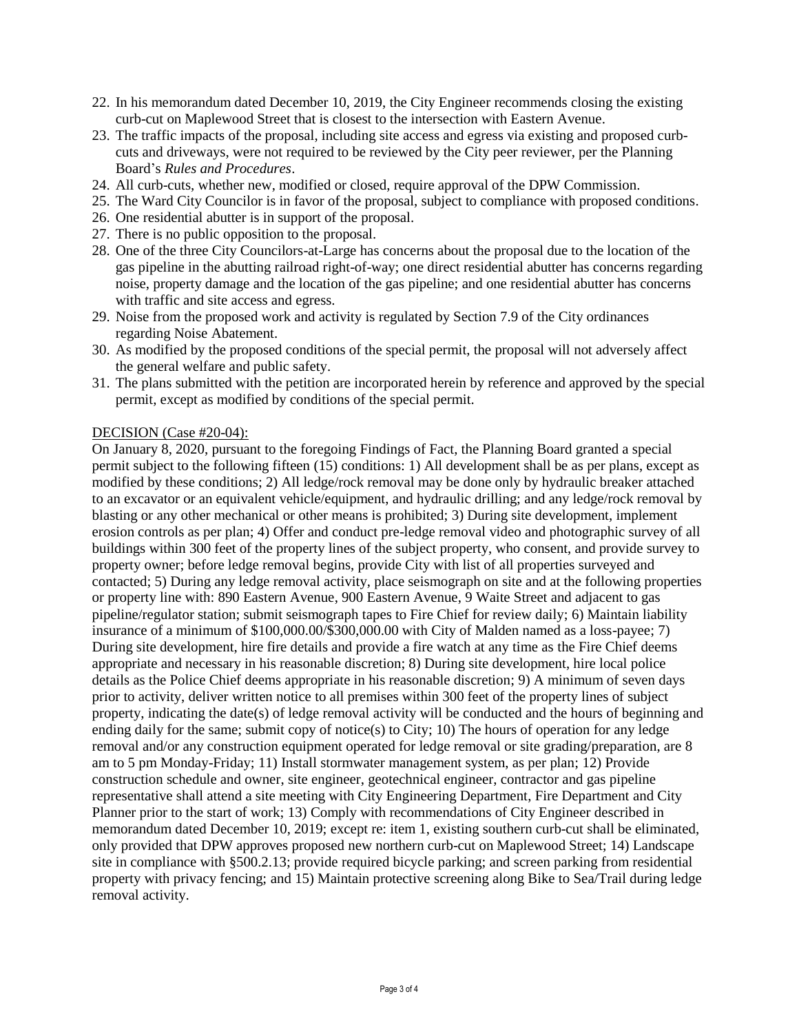22. In his memorandum dated December 10, 2019, the City Engineer recommends closing the existing curb-cut on Maplewood Street that is closest to the intersection with Eastern Avenue.
23. The traffic impacts of the proposal, including site access and egress via existing and proposed curb-cuts and driveways, were not required to be reviewed by the City peer reviewer, per the Planning Board's *Rules and Procedures*.
24. All curb-cuts, whether new, modified or closed, require approval of the DPW Commission.
25. The Ward City Councilor is in favor of the proposal, subject to compliance with proposed conditions.
26. One residential abutter is in support of the proposal.
27. There is no public opposition to the proposal.
28. One of the three City Councilors-at-Large has concerns about the proposal due to the location of the gas pipeline in the abutting railroad right-of-way; one direct residential abutter has concerns regarding noise, property damage and the location of the gas pipeline; and one residential abutter has concerns with traffic and site access and egress.
29. Noise from the proposed work and activity is regulated by Section 7.9 of the City ordinances regarding Noise Abatement.
30. As modified by the proposed conditions of the special permit, the proposal will not adversely affect the general welfare and public safety.
31. The plans submitted with the petition are incorporated herein by reference and approved by the special permit, except as modified by conditions of the special permit.

DECISION (Case #20-04):

On January 8, 2020, pursuant to the foregoing Findings of Fact, the Planning Board granted a special permit subject to the following fifteen (15) conditions: 1) All development shall be as per plans, except as modified by these conditions; 2) All ledge/rock removal may be done only by hydraulic breaker attached to an excavator or an equivalent vehicle/equipment, and hydraulic drilling; and any ledge/rock removal by blasting or any other mechanical or other means is prohibited; 3) During site development, implement erosion controls as per plan; 4) Offer and conduct pre-ledge removal video and photographic survey of all buildings within 300 feet of the property lines of the subject property, who consent, and provide survey to property owner; before ledge removal begins, provide City with list of all properties surveyed and contacted; 5) During any ledge removal activity, place seismograph on site and at the following properties or property line with: 890 Eastern Avenue, 900 Eastern Avenue, 9 Waite Street and adjacent to gas pipeline/regulator station; submit seismograph tapes to Fire Chief for review daily; 6) Maintain liability insurance of a minimum of $100,000.00/$300,000.00 with City of Malden named as a loss-payee; 7) During site development, hire fire details and provide a fire watch at any time as the Fire Chief deems appropriate and necessary in his reasonable discretion; 8) During site development, hire local police details as the Police Chief deems appropriate in his reasonable discretion; 9) A minimum of seven days prior to activity, deliver written notice to all premises within 300 feet of the property lines of subject property, indicating the date(s) of ledge removal activity will be conducted and the hours of beginning and ending daily for the same; submit copy of notice(s) to City; 10) The hours of operation for any ledge removal and/or any construction equipment operated for ledge removal or site grading/preparation, are 8 am to 5 pm Monday-Friday; 11) Install stormwater management system, as per plan; 12) Provide construction schedule and owner, site engineer, geotechnical engineer, contractor and gas pipeline representative shall attend a site meeting with City Engineering Department, Fire Department and City Planner prior to the start of work; 13) Comply with recommendations of City Engineer described in memorandum dated December 10, 2019; except re: item 1, existing southern curb-cut shall be eliminated, only provided that DPW approves proposed new northern curb-cut on Maplewood Street; 14) Landscape site in compliance with §500.2.13; provide required bicycle parking; and screen parking from residential property with privacy fencing; and 15) Maintain protective screening along Bike to Sea/Trail during ledge removal activity.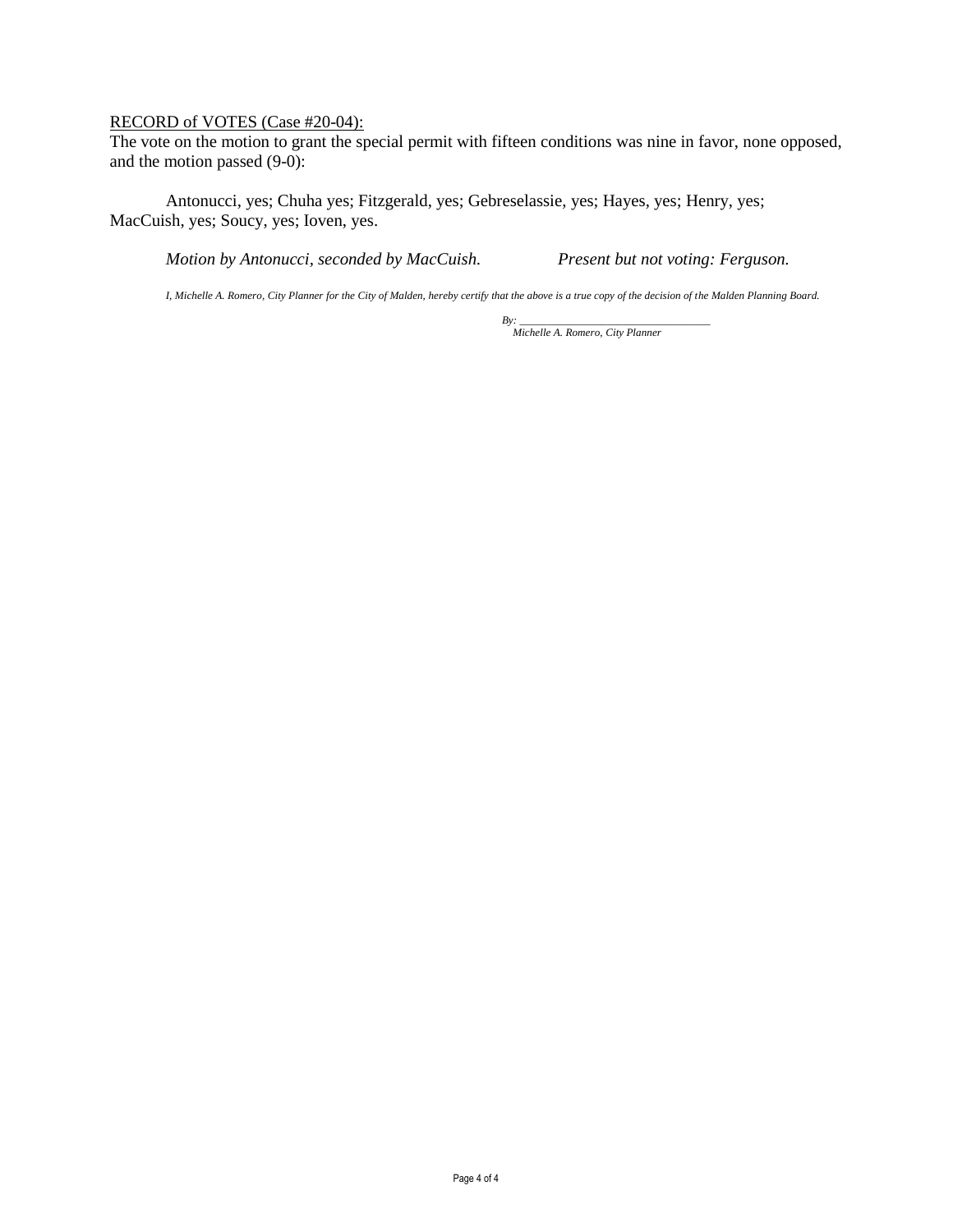<u>RECORD of VOTES (Case #20-04):</u>
The vote on the motion to grant the special permit with fifteen conditions was nine in favor, none opposed, and the motion passed (9-0):

Antonucci, yes; Chuha yes; Fitzgerald, yes; Gebreselassie, yes; Hayes, yes; Henry, yes; MacCuish, yes; Soucy, yes; Ioven, yes.

*Motion by Antonucci, seconded by MacCuish.* *Present but not voting: Ferguson.*

*I, Michelle A. Romero, City Planner for the City of Malden, hereby certify that the above is a true copy of the decision of the Malden Planning Board.*

*By: \_\_\_\_\_\_\_\_\_\_\_\_\_\_\_\_\_\_\_\_\_\_\_\_\_\_\_\_\_\_\_\_*
*Michelle A. Romero, City Planner*